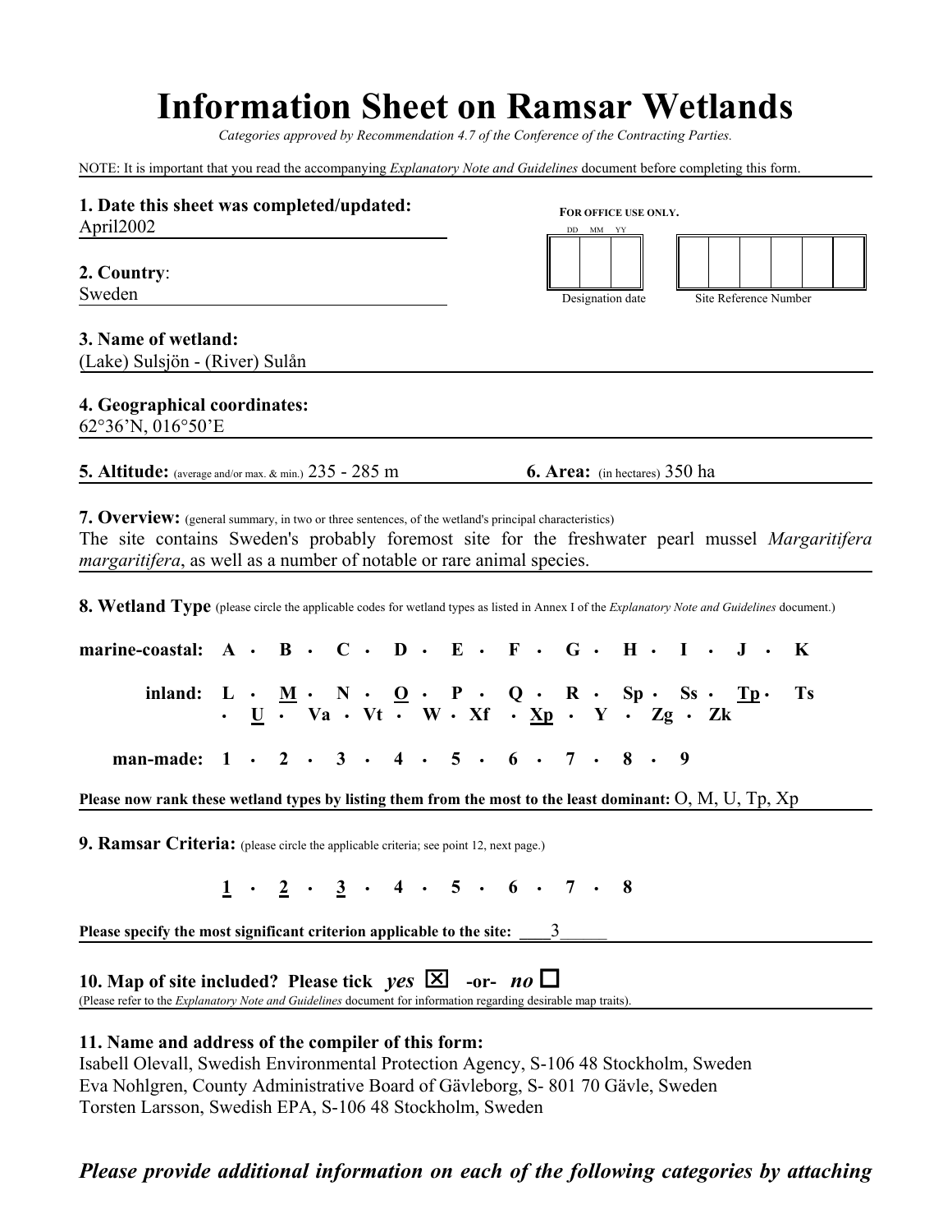# Information Sheet on Ramsar Wetlands

*Categories approved by Recommendation 4.7 of the Conference of the Contracting Parties.*

NOTE: It is important that you read the accompanying *Explanatory Note and Guidelines* document before completing this form.

**1. Date this sheet was completed/updated:**
April2002

**FOR OFFICE USE ONLY.**

| DD | MM | YY |
|---|---|---|
| | | |

Designation date

| | | | | | |
|---|---|---|---|---|---|
| | | | | | |

Site Reference Number

**2. Country**:
Sweden

**3. Name of wetland:**
(Lake) Sulsjön - (River) Sulån

**4. Geographical coordinates:**
62°36'N, 016°50'E

**5. Altitude:** (average and/or max. & min.) 235 - 285 m

**6. Area:** (in hectares) 350 ha

**7. Overview:** (general summary, in two or three sentences, of the wetland's principal characteristics)
The site contains Sweden's probably foremost site for the freshwater pearl mussel *Margaritifera margaritifera*, as well as a number of notable or rare animal species.

**8. Wetland Type** (please circle the applicable codes for wetland types as listed in Annex I of the *Explanatory Note and Guidelines* document.)

**marine-coastal: A · B · C · D · E · F · G · H · I · J · K**

**inland: L · <u>M</u> · N · <u>O</u> · P · Q · R · Sp · Ss · <u>Tp</u> · Ts · <u>U</u> · Va · Vt · W · Xf · <u>Xp</u> · Y · Zg · Zk**

**man-made: 1 · 2 · 3 · 4 · 5 · 6 · 7 · 8 · 9**

**Please now rank these wetland types by listing them from the most to the least dominant:** O, M, U, Tp, Xp

**9. Ramsar Criteria:** (please circle the applicable criteria; see point 12, next page.)

**<u>1</u> · <u>2</u> · <u>3</u> · 4 · 5 · 6 · 7 · 8**

**Please specify the most significant criterion applicable to the site:** 3

**10. Map of site included? Please tick** ***yes*** ☒ **-or-** ***no*** ☐
(Please refer to the *Explanatory Note and Guidelines* document for information regarding desirable map traits).

**11. Name and address of the compiler of this form:**
Isabell Olevall, Swedish Environmental Protection Agency, S-106 48 Stockholm, Sweden
Eva Nohlgren, County Administrative Board of Gävleborg, S- 801 70 Gävle, Sweden
Torsten Larsson, Swedish EPA, S-106 48 Stockholm, Sweden

***Please provide additional information on each of the following categories by attaching***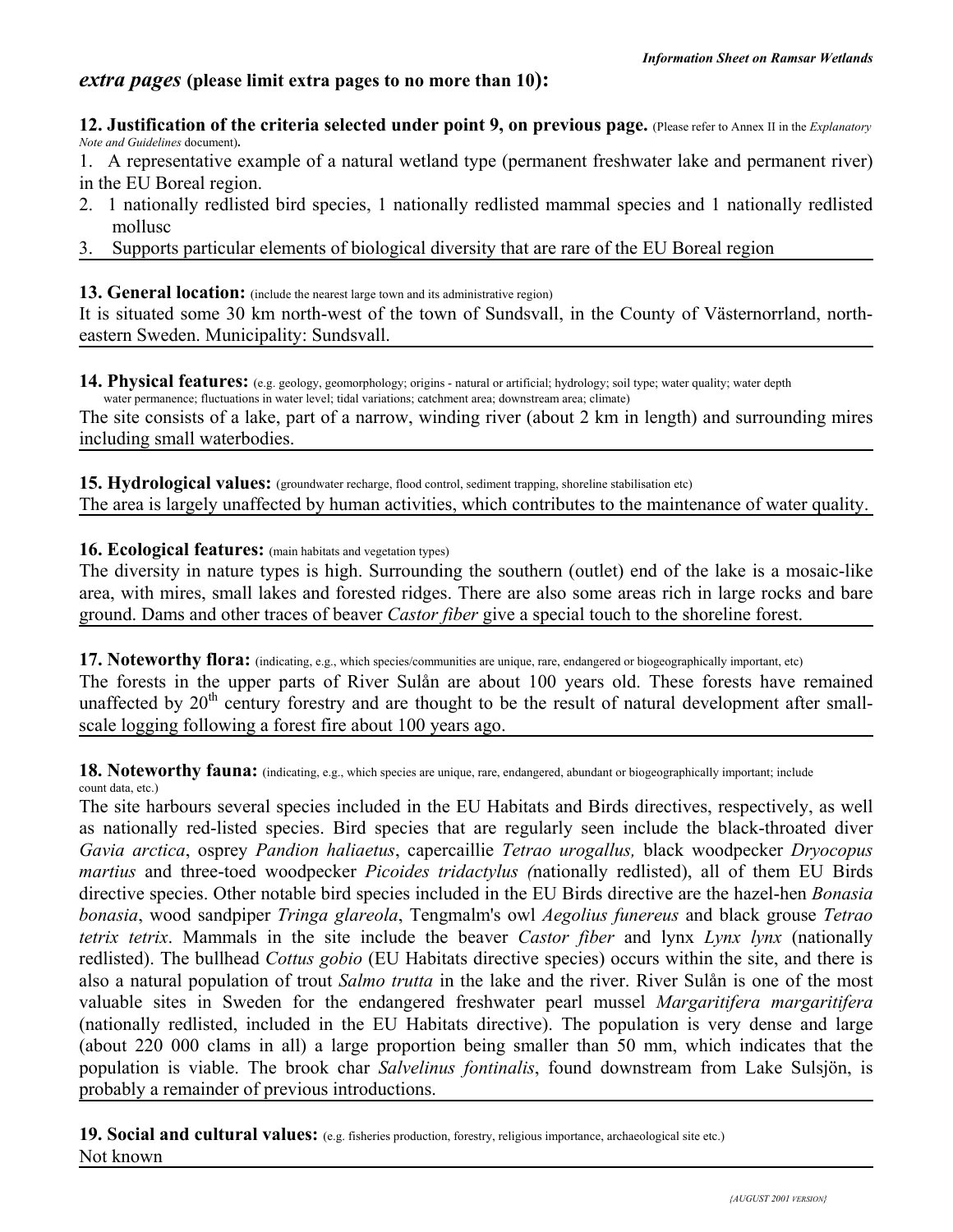## *extra pages* (please limit extra pages to no more than 10):

**12. Justification of the criteria selected under point 9, on previous page.** (Please refer to Annex II in the *Explanatory Note and Guidelines* document)**.**

1. A representative example of a natural wetland type (permanent freshwater lake and permanent river) in the EU Boreal region.
2. 1 nationally redlisted bird species, 1 nationally redlisted mammal species and 1 nationally redlisted mollusc
3. Supports particular elements of biological diversity that are rare of the EU Boreal region

**13. General location:** (include the nearest large town and its administrative region)

It is situated some 30 km north-west of the town of Sundsvall, in the County of Västernorrland, north-eastern Sweden. Municipality: Sundsvall.

**14. Physical features:** (e.g. geology, geomorphology; origins - natural or artificial; hydrology; soil type; water quality; water depth water permanence; fluctuations in water level; tidal variations; catchment area; downstream area; climate)

The site consists of a lake, part of a narrow, winding river (about 2 km in length) and surrounding mires including small waterbodies.

**15. Hydrological values:** (groundwater recharge, flood control, sediment trapping, shoreline stabilisation etc)

The area is largely unaffected by human activities, which contributes to the maintenance of water quality.

**16. Ecological features:** (main habitats and vegetation types)

The diversity in nature types is high. Surrounding the southern (outlet) end of the lake is a mosaic-like area, with mires, small lakes and forested ridges. There are also some areas rich in large rocks and bare ground. Dams and other traces of beaver *Castor fiber* give a special touch to the shoreline forest.

**17. Noteworthy flora:** (indicating, e.g., which species/communities are unique, rare, endangered or biogeographically important, etc)

The forests in the upper parts of River Sulån are about 100 years old. These forests have remained unaffected by 20th century forestry and are thought to be the result of natural development after small-scale logging following a forest fire about 100 years ago.

**18. Noteworthy fauna:** (indicating, e.g., which species are unique, rare, endangered, abundant or biogeographically important; include count data, etc.)

The site harbours several species included in the EU Habitats and Birds directives, respectively, as well as nationally red-listed species. Bird species that are regularly seen include the black-throated diver *Gavia arctica*, osprey *Pandion haliaetus*, capercaillie *Tetrao urogallus,* black woodpecker *Dryocopus martius* and three-toed woodpecker *Picoides tridactylus (*nationally redlisted), all of them EU Birds directive species. Other notable bird species included in the EU Birds directive are the hazel-hen *Bonasia bonasia*, wood sandpiper *Tringa glareola*, Tengmalm's owl *Aegolius funereus* and black grouse *Tetrao tetrix tetrix*. Mammals in the site include the beaver *Castor fiber* and lynx *Lynx lynx* (nationally redlisted). The bullhead *Cottus gobio* (EU Habitats directive species) occurs within the site, and there is also a natural population of trout *Salmo trutta* in the lake and the river. River Sulån is one of the most valuable sites in Sweden for the endangered freshwater pearl mussel *Margaritifera margaritifera* (nationally redlisted, included in the EU Habitats directive). The population is very dense and large (about 220 000 clams in all) a large proportion being smaller than 50 mm, which indicates that the population is viable. The brook char *Salvelinus fontinalis*, found downstream from Lake Sulsjön, is probably a remainder of previous introductions.

**19. Social and cultural values:** (e.g. fisheries production, forestry, religious importance, archaeological site etc.)

Not known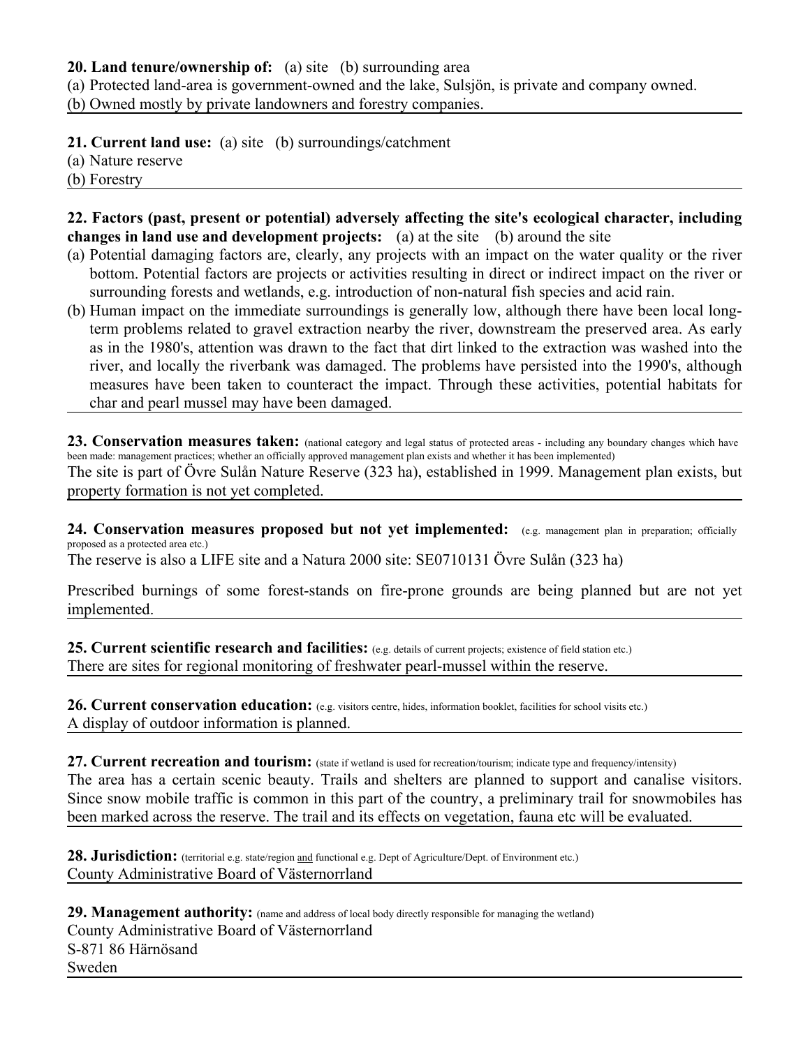**20. Land tenure/ownership of:** (a) site (b) surrounding area

(a) Protected land-area is government-owned and the lake, Sulsjön, is private and company owned.
(b) Owned mostly by private landowners and forestry companies.

**21. Current land use:** (a) site (b) surroundings/catchment

(a) Nature reserve
(b) Forestry

**22. Factors (past, present or potential) adversely affecting the site's ecological character, including changes in land use and development projects:** (a) at the site (b) around the site

(a) Potential damaging factors are, clearly, any projects with an impact on the water quality or the river bottom. Potential factors are projects or activities resulting in direct or indirect impact on the river or surrounding forests and wetlands, e.g. introduction of non-natural fish species and acid rain.
(b) Human impact on the immediate surroundings is generally low, although there have been local long-term problems related to gravel extraction nearby the river, downstream the preserved area. As early as in the 1980's, attention was drawn to the fact that dirt linked to the extraction was washed into the river, and locally the riverbank was damaged. The problems have persisted into the 1990's, although measures have been taken to counteract the impact. Through these activities, potential habitats for char and pearl mussel may have been damaged.

**23. Conservation measures taken:** (national category and legal status of protected areas - including any boundary changes which have been made: management practices; whether an officially approved management plan exists and whether it has been implemented)

The site is part of Övre Sulån Nature Reserve (323 ha), established in 1999. Management plan exists, but property formation is not yet completed.

**24. Conservation measures proposed but not yet implemented:** (e.g. management plan in preparation; officially proposed as a protected area etc.)

The reserve is also a LIFE site and a Natura 2000 site: SE0710131 Övre Sulån (323 ha)

Prescribed burnings of some forest-stands on fire-prone grounds are being planned but are not yet implemented.

**25. Current scientific research and facilities:** (e.g. details of current projects; existence of field station etc.)

There are sites for regional monitoring of freshwater pearl-mussel within the reserve.

**26. Current conservation education:** (e.g. visitors centre, hides, information booklet, facilities for school visits etc.)

A display of outdoor information is planned.

**27. Current recreation and tourism:** (state if wetland is used for recreation/tourism; indicate type and frequency/intensity)

The area has a certain scenic beauty. Trails and shelters are planned to support and canalise visitors. Since snow mobile traffic is common in this part of the country, a preliminary trail for snowmobiles has been marked across the reserve. The trail and its effects on vegetation, fauna etc will be evaluated.

**28. Jurisdiction:** (territorial e.g. state/region and functional e.g. Dept of Agriculture/Dept. of Environment etc.)

County Administrative Board of Västernorrland

**29. Management authority:** (name and address of local body directly responsible for managing the wetland)

County Administrative Board of Västernorrland
S-871 86 Härnösand
Sweden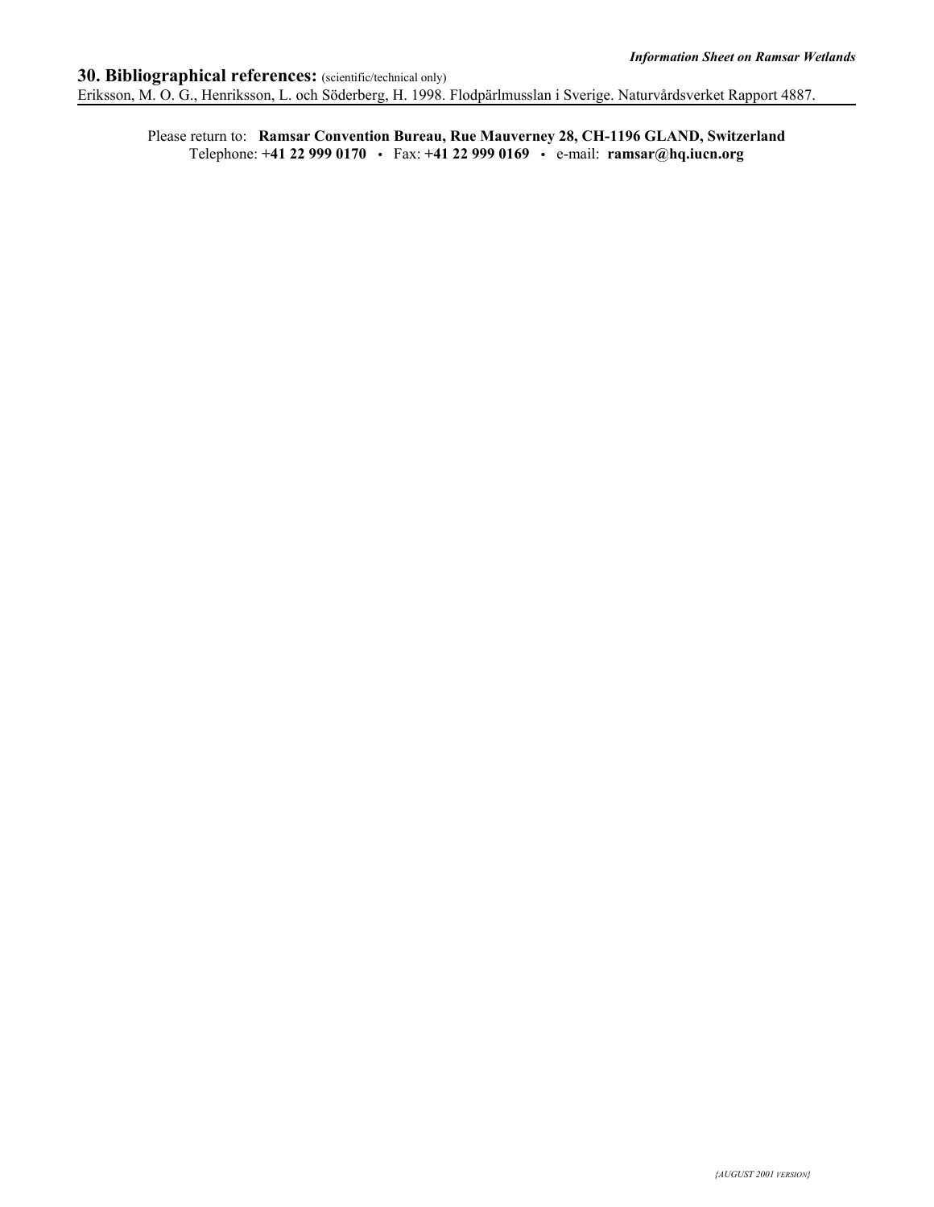**30. Bibliographical references:** (scientific/technical only)

Eriksson, M. O. G., Henriksson, L. och Söderberg, H. 1998. Flodpärlmusslan i Sverige. Naturvårdsverket Rapport 4887.

Please return to: **Ramsar Convention Bureau, Rue Mauverney 28, CH-1196 GLAND, Switzerland**
Telephone: **+41 22 999 0170** • Fax: **+41 22 999 0169** • e-mail: **ramsar@hq.iucn.org**